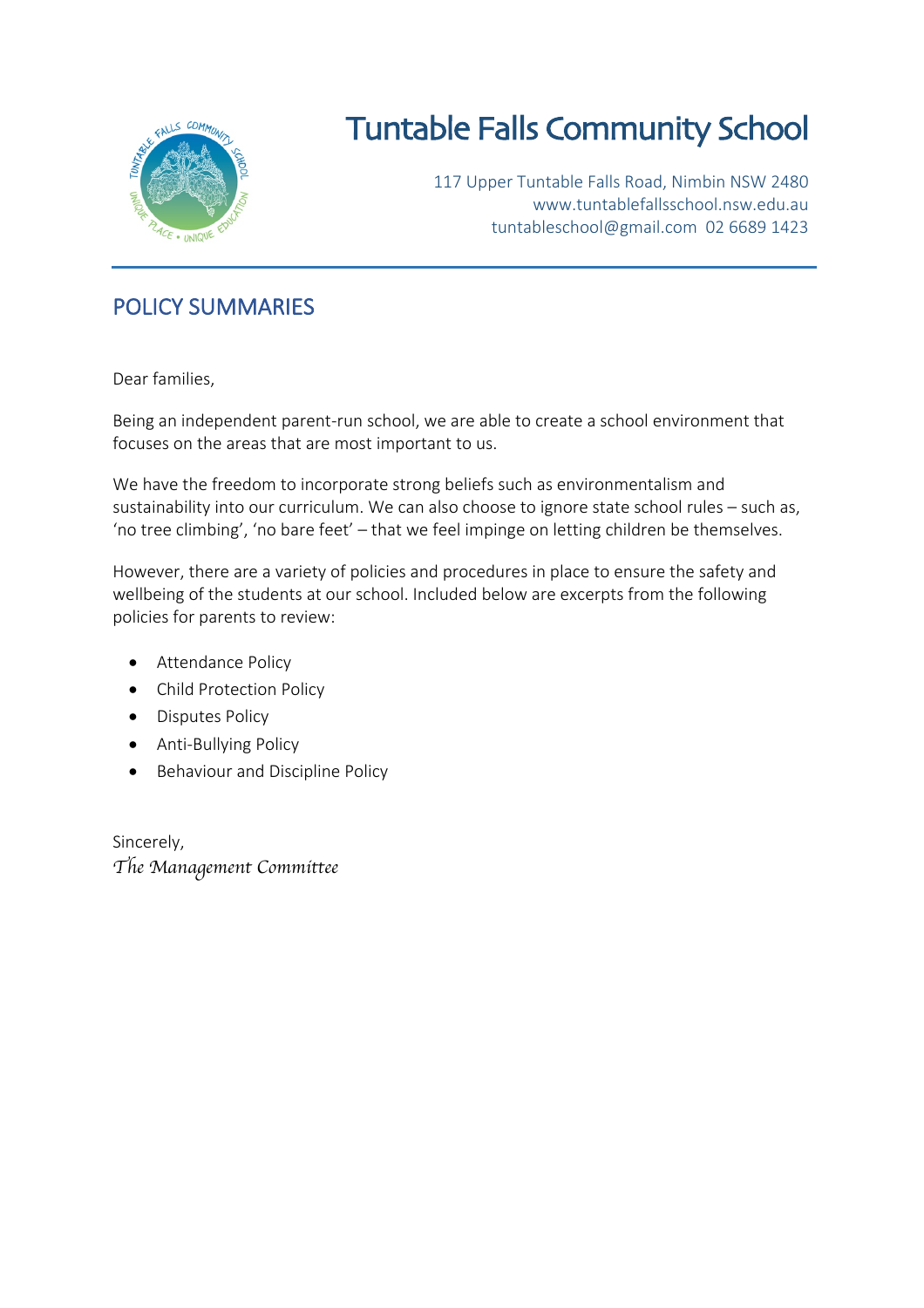# Tuntable Falls Community School

117 Upper Tuntable Falls Road, Nimbin NSW 2480
www.tuntablefallsschool.nsw.edu.au
tuntableschool@gmail.com 02 6689 1423

## POLICY SUMMARIES

Dear families,

Being an independent parent-run school, we are able to create a school environment that focuses on the areas that are most important to us.

We have the freedom to incorporate strong beliefs such as environmentalism and sustainability into our curriculum. We can also choose to ignore state school rules – such as, 'no tree climbing', 'no bare feet' – that we feel impinge on letting children be themselves.

However, there are a variety of policies and procedures in place to ensure the safety and wellbeing of the students at our school. Included below are excerpts from the following policies for parents to review:

- Attendance Policy
- Child Protection Policy
- Disputes Policy
- Anti-Bullying Policy
- Behaviour and Discipline Policy

Sincerely,
*The Management Committee*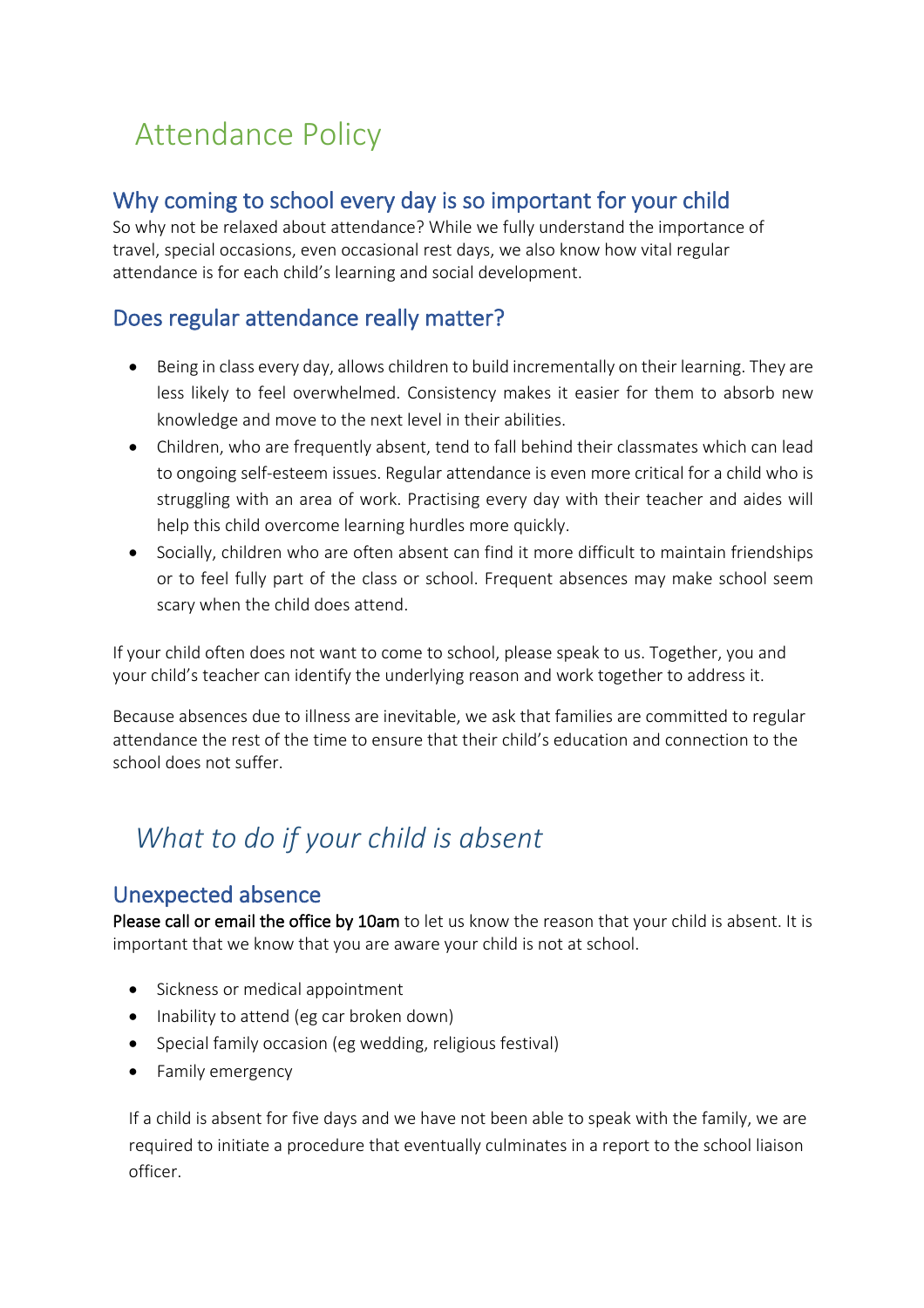# Attendance Policy

## Why coming to school every day is so important for your child

So why not be relaxed about attendance? While we fully understand the importance of travel, special occasions, even occasional rest days, we also know how vital regular attendance is for each child's learning and social development.

## Does regular attendance really matter?

- Being in class every day, allows children to build incrementally on their learning. They are less likely to feel overwhelmed. Consistency makes it easier for them to absorb new knowledge and move to the next level in their abilities.
- Children, who are frequently absent, tend to fall behind their classmates which can lead to ongoing self-esteem issues. Regular attendance is even more critical for a child who is struggling with an area of work. Practising every day with their teacher and aides will help this child overcome learning hurdles more quickly.
- Socially, children who are often absent can find it more difficult to maintain friendships or to feel fully part of the class or school. Frequent absences may make school seem scary when the child does attend.

If your child often does not want to come to school, please speak to us. Together, you and your child's teacher can identify the underlying reason and work together to address it.

Because absences due to illness are inevitable, we ask that families are committed to regular attendance the rest of the time to ensure that their child's education and connection to the school does not suffer.

# *What to do if your child is absent*

## Unexpected absence

Please call or email the office by 10am to let us know the reason that your child is absent. It is important that we know that you are aware your child is not at school.

- Sickness or medical appointment
- Inability to attend (eg car broken down)
- Special family occasion (eg wedding, religious festival)
- Family emergency

If a child is absent for five days and we have not been able to speak with the family, we are required to initiate a procedure that eventually culminates in a report to the school liaison officer.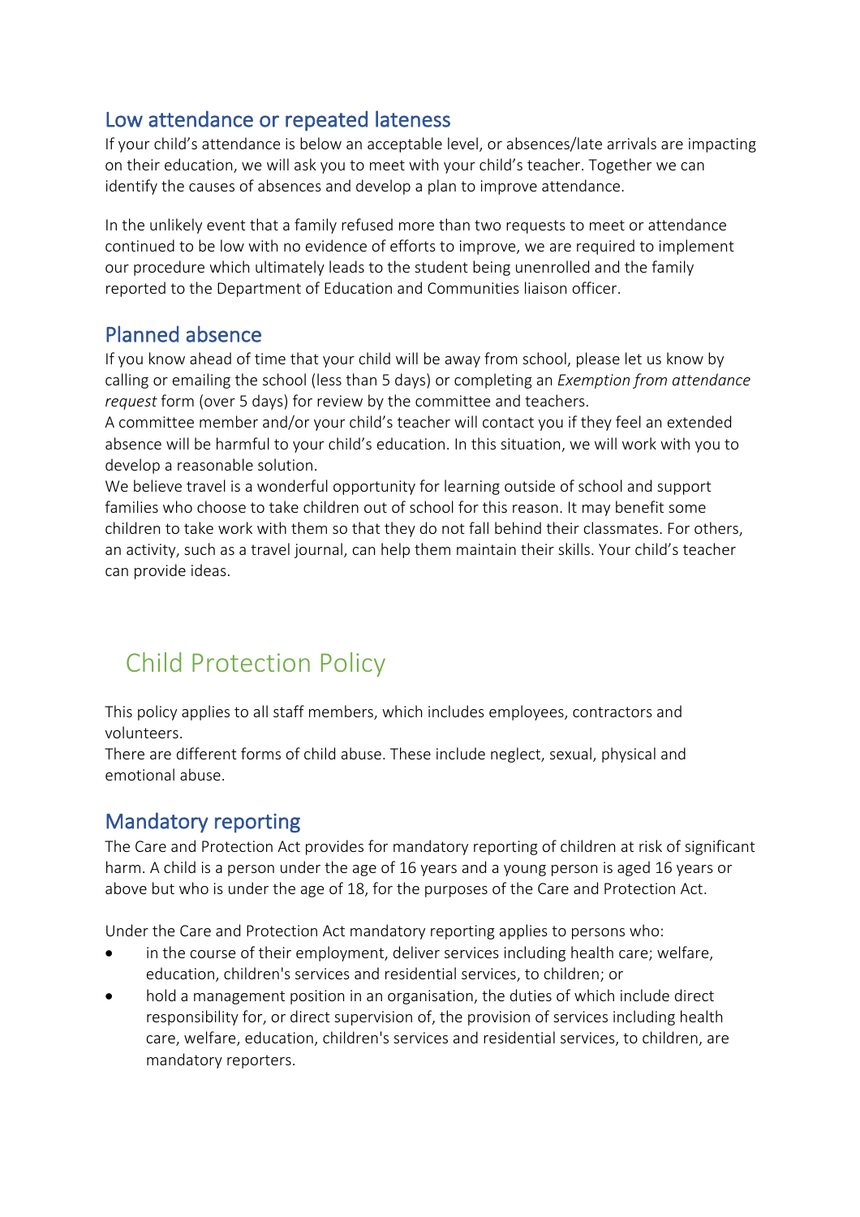## Low attendance or repeated lateness

If your child's attendance is below an acceptable level, or absences/late arrivals are impacting on their education, we will ask you to meet with your child's teacher. Together we can identify the causes of absences and develop a plan to improve attendance.

In the unlikely event that a family refused more than two requests to meet or attendance continued to be low with no evidence of efforts to improve, we are required to implement our procedure which ultimately leads to the student being unenrolled and the family reported to the Department of Education and Communities liaison officer.

## Planned absence

If you know ahead of time that your child will be away from school, please let us know by calling or emailing the school (less than 5 days) or completing an *Exemption from attendance request* form (over 5 days) for review by the committee and teachers.

A committee member and/or your child's teacher will contact you if they feel an extended absence will be harmful to your child's education. In this situation, we will work with you to develop a reasonable solution.

We believe travel is a wonderful opportunity for learning outside of school and support families who choose to take children out of school for this reason. It may benefit some children to take work with them so that they do not fall behind their classmates. For others, an activity, such as a travel journal, can help them maintain their skills. Your child's teacher can provide ideas.

# Child Protection Policy

This policy applies to all staff members, which includes employees, contractors and volunteers.

There are different forms of child abuse. These include neglect, sexual, physical and emotional abuse.

## Mandatory reporting

The Care and Protection Act provides for mandatory reporting of children at risk of significant harm. A child is a person under the age of 16 years and a young person is aged 16 years or above but who is under the age of 18, for the purposes of the Care and Protection Act.

Under the Care and Protection Act mandatory reporting applies to persons who:

- in the course of their employment, deliver services including health care; welfare, education, children's services and residential services, to children; or
- hold a management position in an organisation, the duties of which include direct responsibility for, or direct supervision of, the provision of services including health care, welfare, education, children's services and residential services, to children, are mandatory reporters.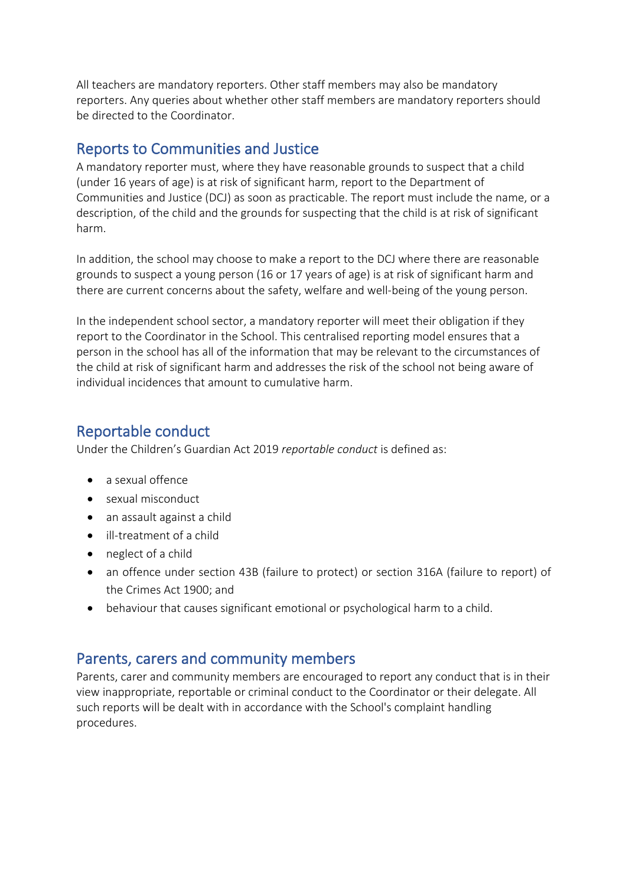All teachers are mandatory reporters. Other staff members may also be mandatory reporters. Any queries about whether other staff members are mandatory reporters should be directed to the Coordinator.

## Reports to Communities and Justice

A mandatory reporter must, where they have reasonable grounds to suspect that a child (under 16 years of age) is at risk of significant harm, report to the Department of Communities and Justice (DCJ) as soon as practicable. The report must include the name, or a description, of the child and the grounds for suspecting that the child is at risk of significant harm.

In addition, the school may choose to make a report to the DCJ where there are reasonable grounds to suspect a young person (16 or 17 years of age) is at risk of significant harm and there are current concerns about the safety, welfare and well-being of the young person.

In the independent school sector, a mandatory reporter will meet their obligation if they report to the Coordinator in the School. This centralised reporting model ensures that a person in the school has all of the information that may be relevant to the circumstances of the child at risk of significant harm and addresses the risk of the school not being aware of individual incidences that amount to cumulative harm.

## Reportable conduct

Under the Children's Guardian Act 2019 *reportable conduct* is defined as:

- a sexual offence
- sexual misconduct
- an assault against a child
- ill-treatment of a child
- neglect of a child
- an offence under section 43B (failure to protect) or section 316A (failure to report) of the Crimes Act 1900; and
- behaviour that causes significant emotional or psychological harm to a child.

## Parents, carers and community members

Parents, carer and community members are encouraged to report any conduct that is in their view inappropriate, reportable or criminal conduct to the Coordinator or their delegate. All such reports will be dealt with in accordance with the School's complaint handling procedures.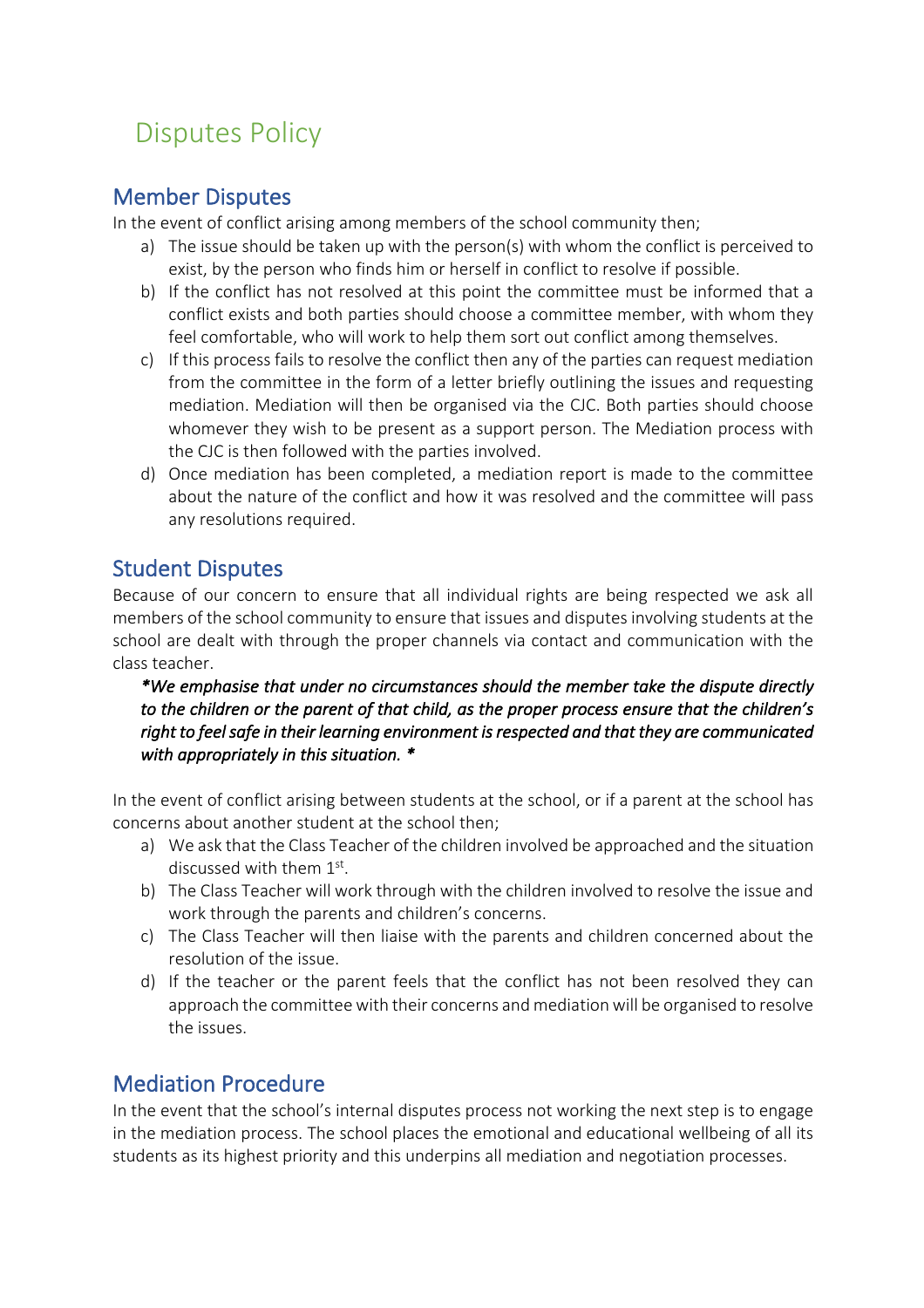# Disputes Policy

## Member Disputes

In the event of conflict arising among members of the school community then;

a) The issue should be taken up with the person(s) with whom the conflict is perceived to exist, by the person who finds him or herself in conflict to resolve if possible.
b) If the conflict has not resolved at this point the committee must be informed that a conflict exists and both parties should choose a committee member, with whom they feel comfortable, who will work to help them sort out conflict among themselves.
c) If this process fails to resolve the conflict then any of the parties can request mediation from the committee in the form of a letter briefly outlining the issues and requesting mediation. Mediation will then be organised via the CJC. Both parties should choose whomever they wish to be present as a support person. The Mediation process with the CJC is then followed with the parties involved.
d) Once mediation has been completed, a mediation report is made to the committee about the nature of the conflict and how it was resolved and the committee will pass any resolutions required.

## Student Disputes

Because of our concern to ensure that all individual rights are being respected we ask all members of the school community to ensure that issues and disputes involving students at the school are dealt with through the proper channels via contact and communication with the class teacher.

***We emphasise that under no circumstances should the member take the dispute directly to the children or the parent of that child, as the proper process ensure that the children's right to feel safe in their learning environment is respected and that they are communicated with appropriately in this situation. ***

In the event of conflict arising between students at the school, or if a parent at the school has concerns about another student at the school then;

a) We ask that the Class Teacher of the children involved be approached and the situation discussed with them 1st.
b) The Class Teacher will work through with the children involved to resolve the issue and work through the parents and children's concerns.
c) The Class Teacher will then liaise with the parents and children concerned about the resolution of the issue.
d) If the teacher or the parent feels that the conflict has not been resolved they can approach the committee with their concerns and mediation will be organised to resolve the issues.

## Mediation Procedure

In the event that the school's internal disputes process not working the next step is to engage in the mediation process. The school places the emotional and educational wellbeing of all its students as its highest priority and this underpins all mediation and negotiation processes.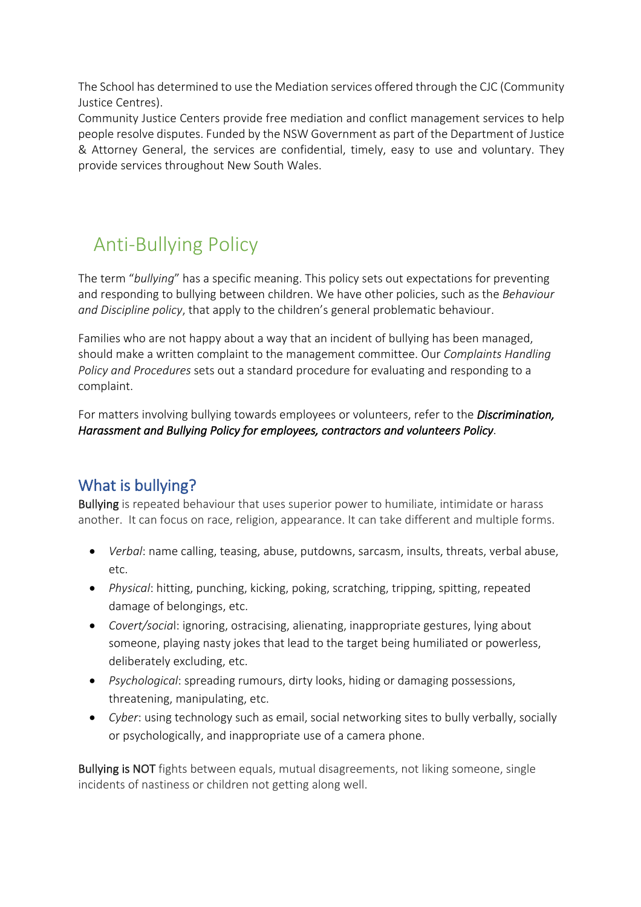The School has determined to use the Mediation services offered through the CJC (Community Justice Centres).
Community Justice Centers provide free mediation and conflict management services to help people resolve disputes. Funded by the NSW Government as part of the Department of Justice & Attorney General, the services are confidential, timely, easy to use and voluntary. They provide services throughout New South Wales.

# Anti-Bullying Policy

The term "*bullying*" has a specific meaning. This policy sets out expectations for preventing and responding to bullying between children. We have other policies, such as the *Behaviour and Discipline policy*, that apply to the children's general problematic behaviour.

Families who are not happy about a way that an incident of bullying has been managed, should make a written complaint to the management committee. Our *Complaints Handling Policy and Procedures* sets out a standard procedure for evaluating and responding to a complaint.

For matters involving bullying towards employees or volunteers, refer to the ***Discrimination, Harassment and Bullying Policy for employees, contractors and volunteers Policy***.

## What is bullying?

**Bullying** is repeated behaviour that uses superior power to humiliate, intimidate or harass another. It can focus on race, religion, appearance. It can take different and multiple forms.

- *Verbal*: name calling, teasing, abuse, putdowns, sarcasm, insults, threats, verbal abuse, etc.
- *Physical*: hitting, punching, kicking, poking, scratching, tripping, spitting, repeated damage of belongings, etc.
- *Covert/social*: ignoring, ostracising, alienating, inappropriate gestures, lying about someone, playing nasty jokes that lead to the target being humiliated or powerless, deliberately excluding, etc.
- *Psychological*: spreading rumours, dirty looks, hiding or damaging possessions, threatening, manipulating, etc.
- *Cyber*: using technology such as email, social networking sites to bully verbally, socially or psychologically, and inappropriate use of a camera phone.

**Bullying is NOT** fights between equals, mutual disagreements, not liking someone, single incidents of nastiness or children not getting along well.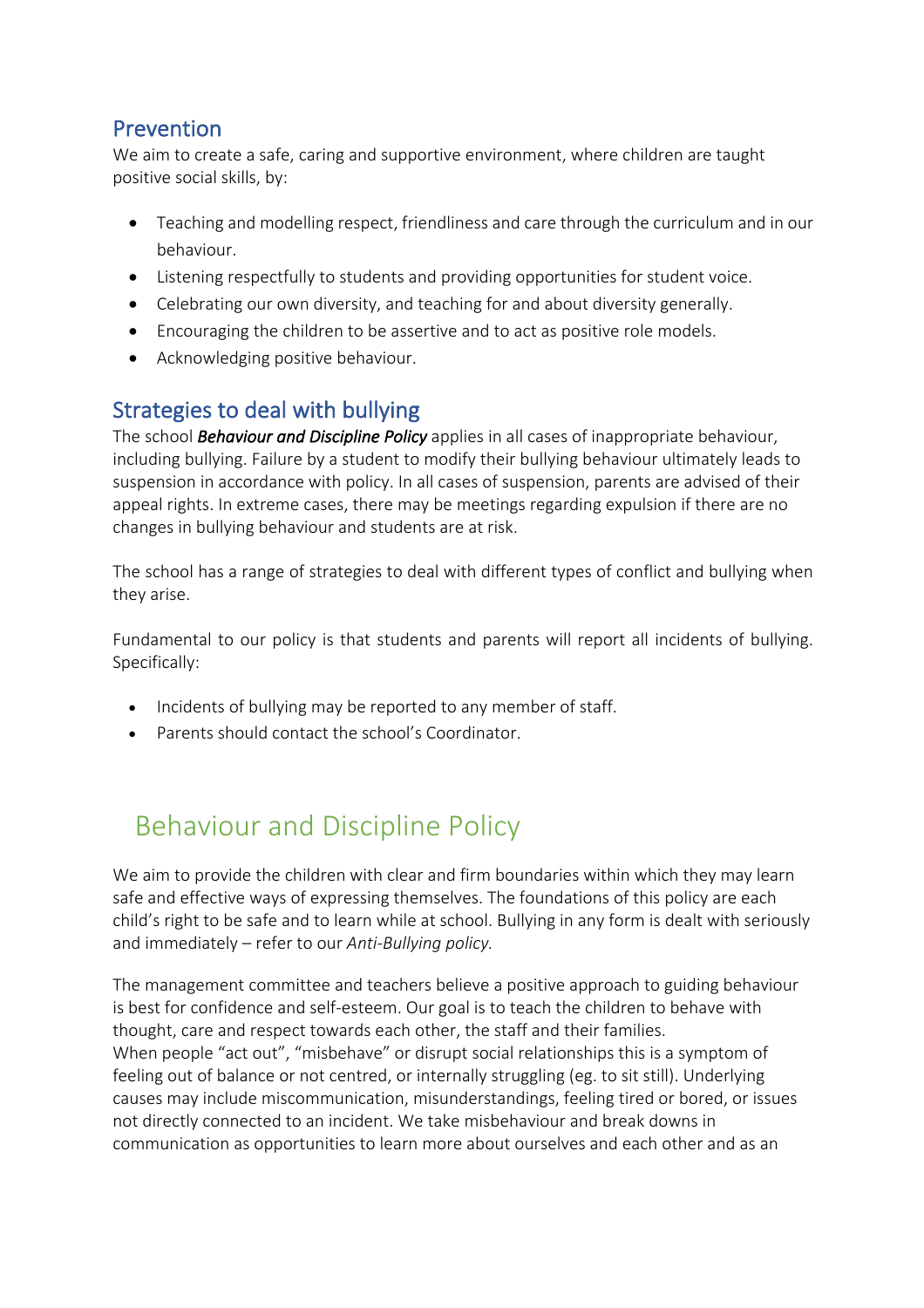## Prevention

We aim to create a safe, caring and supportive environment, where children are taught positive social skills, by:

- Teaching and modelling respect, friendliness and care through the curriculum and in our behaviour.
- Listening respectfully to students and providing opportunities for student voice.
- Celebrating our own diversity, and teaching for and about diversity generally.
- Encouraging the children to be assertive and to act as positive role models.
- Acknowledging positive behaviour.

## Strategies to deal with bullying

The school ***Behaviour and Discipline Policy*** applies in all cases of inappropriate behaviour, including bullying. Failure by a student to modify their bullying behaviour ultimately leads to suspension in accordance with policy. In all cases of suspension, parents are advised of their appeal rights. In extreme cases, there may be meetings regarding expulsion if there are no changes in bullying behaviour and students are at risk.

The school has a range of strategies to deal with different types of conflict and bullying when they arise.

Fundamental to our policy is that students and parents will report all incidents of bullying. Specifically:

- Incidents of bullying may be reported to any member of staff.
- Parents should contact the school's Coordinator.

# Behaviour and Discipline Policy

We aim to provide the children with clear and firm boundaries within which they may learn safe and effective ways of expressing themselves. The foundations of this policy are each child's right to be safe and to learn while at school. Bullying in any form is dealt with seriously and immediately – refer to our *Anti-Bullying policy.*

The management committee and teachers believe a positive approach to guiding behaviour is best for confidence and self-esteem. Our goal is to teach the children to behave with thought, care and respect towards each other, the staff and their families.
When people "act out", "misbehave" or disrupt social relationships this is a symptom of feeling out of balance or not centred, or internally struggling (eg. to sit still). Underlying causes may include miscommunication, misunderstandings, feeling tired or bored, or issues not directly connected to an incident. We take misbehaviour and break downs in communication as opportunities to learn more about ourselves and each other and as an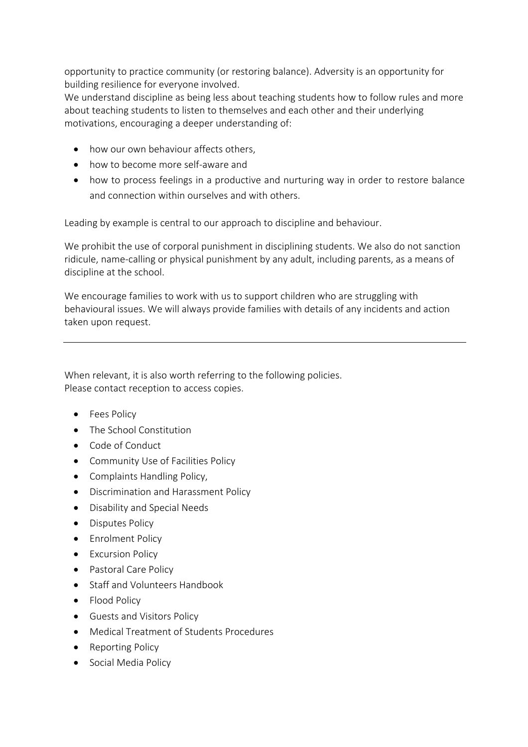opportunity to practice community (or restoring balance). Adversity is an opportunity for building resilience for everyone involved.
We understand discipline as being less about teaching students how to follow rules and more about teaching students to listen to themselves and each other and their underlying motivations, encouraging a deeper understanding of:

- how our own behaviour affects others,
- how to become more self-aware and
- how to process feelings in a productive and nurturing way in order to restore balance and connection within ourselves and with others.

Leading by example is central to our approach to discipline and behaviour.

We prohibit the use of corporal punishment in disciplining students. We also do not sanction ridicule, name-calling or physical punishment by any adult, including parents, as a means of discipline at the school.

We encourage families to work with us to support children who are struggling with behavioural issues. We will always provide families with details of any incidents and action taken upon request.

---

When relevant, it is also worth referring to the following policies.
Please contact reception to access copies.

- Fees Policy
- The School Constitution
- Code of Conduct
- Community Use of Facilities Policy
- Complaints Handling Policy,
- Discrimination and Harassment Policy
- Disability and Special Needs
- Disputes Policy
- Enrolment Policy
- Excursion Policy
- Pastoral Care Policy
- Staff and Volunteers Handbook
- Flood Policy
- Guests and Visitors Policy
- Medical Treatment of Students Procedures
- Reporting Policy
- Social Media Policy